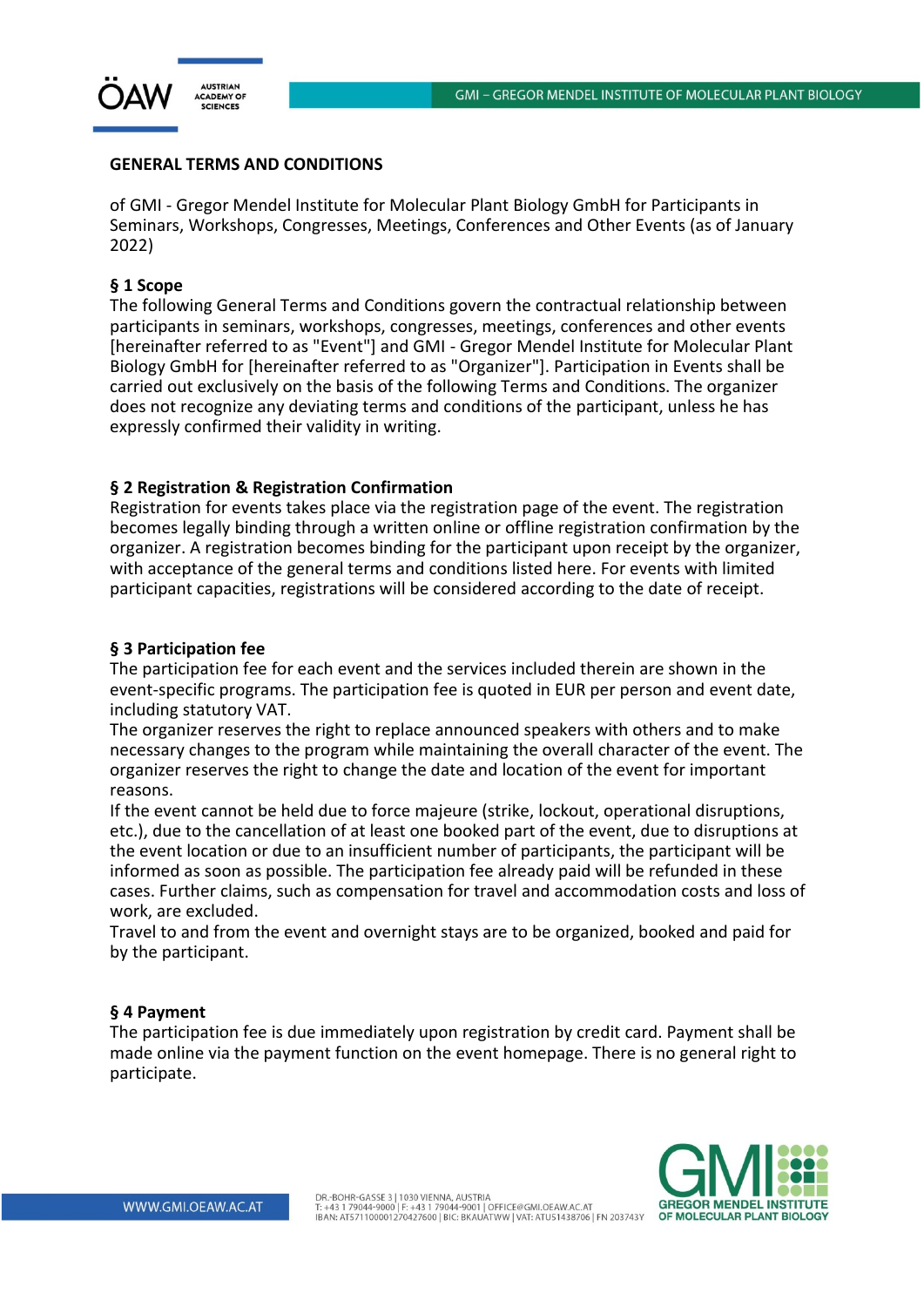# GENERAL TERMS AND CONDITIONS

of GMI - Gregor Mendel Institute for Molecular Plant Biology GmbH for Participants in Seminars, Workshops, Congresses, Meetings, Conferences and Other Events (as of January 2022)

## § 1 Scope

The following General Terms and Conditions govern the contractual relationship between participants in seminars, workshops, congresses, meetings, conferences and other events [hereinafter referred to as "Event"] and GMI - Gregor Mendel Institute for Molecular Plant Biology GmbH for [hereinafter referred to as "Organizer"]. Participation in Events shall be carried out exclusively on the basis of the following Terms and Conditions. The organizer does not recognize any deviating terms and conditions of the participant, unless he has expressly confirmed their validity in writing.

## § 2 Registration & Registration Confirmation

Registration for events takes place via the registration page of the event. The registration becomes legally binding through a written online or offline registration confirmation by the organizer. A registration becomes binding for the participant upon receipt by the organizer, with acceptance of the general terms and conditions listed here. For events with limited participant capacities, registrations will be considered according to the date of receipt.

## § 3 Participation fee

The participation fee for each event and the services included therein are shown in the event-specific programs. The participation fee is quoted in EUR per person and event date, including statutory VAT.

The organizer reserves the right to replace announced speakers with others and to make necessary changes to the program while maintaining the overall character of the event. The organizer reserves the right to change the date and location of the event for important reasons.

If the event cannot be held due to force majeure (strike, lockout, operational disruptions, etc.), due to the cancellation of at least one booked part of the event, due to disruptions at the event location or due to an insufficient number of participants, the participant will be informed as soon as possible. The participation fee already paid will be refunded in these cases. Further claims, such as compensation for travel and accommodation costs and loss of work, are excluded.

Travel to and from the event and overnight stays are to be organized, booked and paid for by the participant.

## § 4 Payment

The participation fee is due immediately upon registration by credit card. Payment shall be made online via the payment function on the event homepage. There is no general right to participate.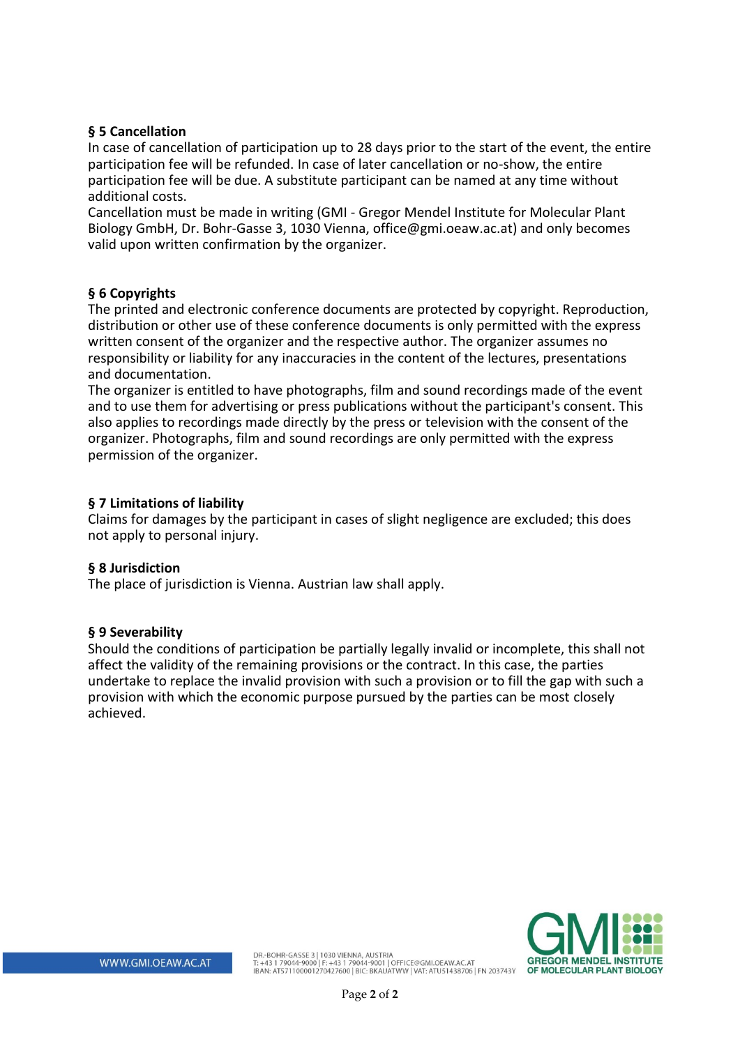### § 5 Cancellation

In case of cancellation of participation up to 28 days prior to the start of the event, the entire participation fee will be refunded. In case of later cancellation or no-show, the entire participation fee will be due. A substitute participant can be named at any time without additional costs.
Cancellation must be made in writing (GMI - Gregor Mendel Institute for Molecular Plant Biology GmbH, Dr. Bohr-Gasse 3, 1030 Vienna, office@gmi.oeaw.ac.at) and only becomes valid upon written confirmation by the organizer.

### § 6 Copyrights

The printed and electronic conference documents are protected by copyright. Reproduction, distribution or other use of these conference documents is only permitted with the express written consent of the organizer and the respective author. The organizer assumes no responsibility or liability for any inaccuracies in the content of the lectures, presentations and documentation.
The organizer is entitled to have photographs, film and sound recordings made of the event and to use them for advertising or press publications without the participant's consent. This also applies to recordings made directly by the press or television with the consent of the organizer. Photographs, film and sound recordings are only permitted with the express permission of the organizer.

### § 7 Limitations of liability

Claims for damages by the participant in cases of slight negligence are excluded; this does not apply to personal injury.

### § 8 Jurisdiction

The place of jurisdiction is Vienna. Austrian law shall apply.

### § 9 Severability

Should the conditions of participation be partially legally invalid or incomplete, this shall not affect the validity of the remaining provisions or the contract. In this case, the parties undertake to replace the invalid provision with such a provision or to fill the gap with such a provision with which the economic purpose pursued by the parties can be most closely achieved.